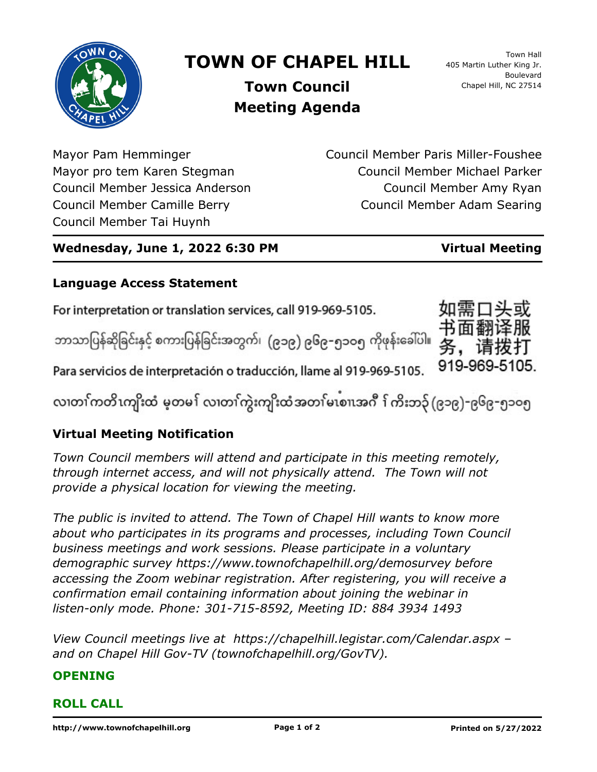# TOWN OF CHAPEL HILL

## Town Council Meeting Agenda

Town Hall
405 Martin Luther King Jr. Boulevard
Chapel Hill, NC 27514

Mayor Pam Hemminger
Mayor pro tem Karen Stegman
Council Member Jessica Anderson
Council Member Camille Berry
Council Member Tai Huynh
Council Member Paris Miller-Foushee
Council Member Michael Parker
Council Member Amy Ryan
Council Member Adam Searing

**Wednesday, June 1, 2022 6:30 PM** **Virtual Meeting**

### Language Access Statement

For interpretation or translation services, call 919-969-5105.

ဘာသာပြန်ဆိုခြင်းနှင့် စကားပြန်ခြင်းအတွက်၊ (၉၁၉) ၉၆၉-၅၁၀၅ ကိုဖုန်းခေါ်ပါ။

如需口头或书面翻译服务，请拨打 919-969-5105.

Para servicios de interpretación o traducción, llame al 919-969-5105.

လၢတၢ်ကတိၤကျိးထံ မ့တမ႑် လၢတၢ်ကွဲးကျိးထံအတၢ်မၤစၢၤအဂီ ႑် ကိးဘ၃် (၉၁၉)-၉၆၉-၅၁၀၅

### Virtual Meeting Notification

*Town Council members will attend and participate in this meeting remotely, through internet access, and will not physically attend. The Town will not provide a physical location for viewing the meeting.*

*The public is invited to attend. The Town of Chapel Hill wants to know more about who participates in its programs and processes, including Town Council business meetings and work sessions. Please participate in a voluntary demographic survey https://www.townofchapelhill.org/demosurvey before accessing the Zoom webinar registration. After registering, you will receive a confirmation email containing information about joining the webinar in listen-only mode. Phone: 301-715-8592, Meeting ID: 884 3934 1493*

*View Council meetings live at https://chapelhill.legistar.com/Calendar.aspx – and on Chapel Hill Gov-TV (townofchapelhill.org/GovTV).*

### OPENING

### ROLL CALL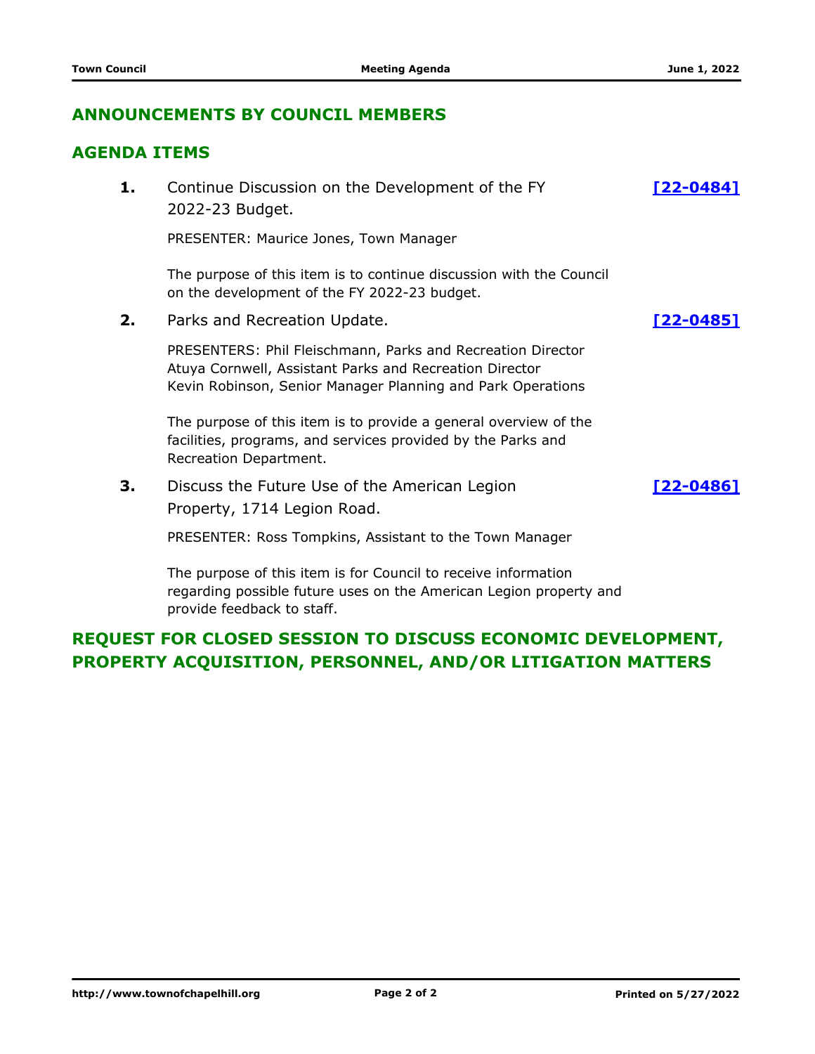## ANNOUNCEMENTS BY COUNCIL MEMBERS

## AGENDA ITEMS

**1.** Continue Discussion on the Development of the FY 2022-23 Budget. **[22-0484]**

PRESENTER: Maurice Jones, Town Manager

The purpose of this item is to continue discussion with the Council on the development of the FY 2022-23 budget.

**2.** Parks and Recreation Update. **[22-0485]**

PRESENTERS: Phil Fleischmann, Parks and Recreation Director
Atuya Cornwell, Assistant Parks and Recreation Director
Kevin Robinson, Senior Manager Planning and Park Operations

The purpose of this item is to provide a general overview of the facilities, programs, and services provided by the Parks and Recreation Department.

**3.** Discuss the Future Use of the American Legion Property, 1714 Legion Road. **[22-0486]**

PRESENTER: Ross Tompkins, Assistant to the Town Manager

The purpose of this item is for Council to receive information regarding possible future uses on the American Legion property and provide feedback to staff.

## REQUEST FOR CLOSED SESSION TO DISCUSS ECONOMIC DEVELOPMENT, PROPERTY ACQUISITION, PERSONNEL, AND/OR LITIGATION MATTERS